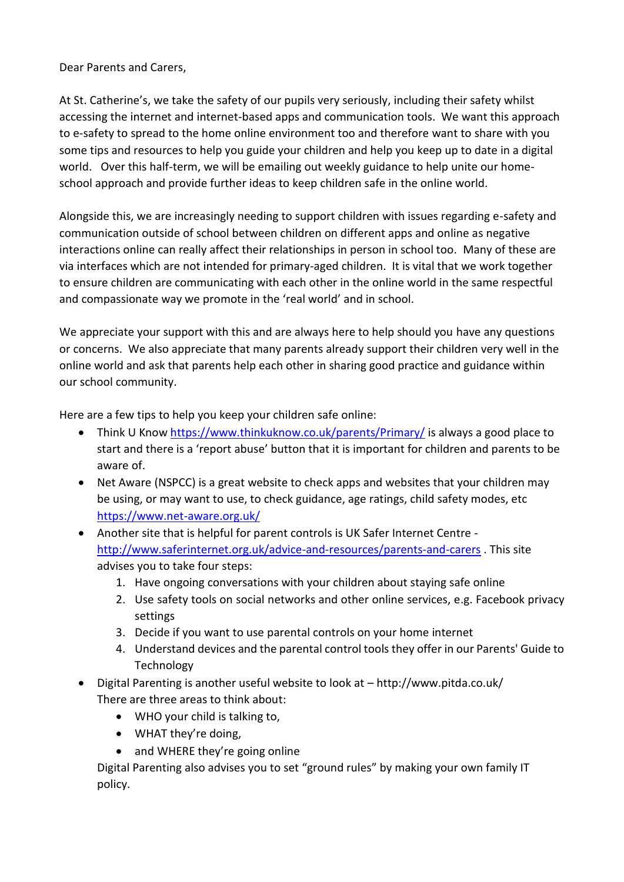Dear Parents and Carers,

At St. Catherine's, we take the safety of our pupils very seriously, including their safety whilst accessing the internet and internet-based apps and communication tools. We want this approach to e-safety to spread to the home online environment too and therefore want to share with you some tips and resources to help you guide your children and help you keep up to date in a digital world. Over this half-term, we will be emailing out weekly guidance to help unite our home-school approach and provide further ideas to keep children safe in the online world.

Alongside this, we are increasingly needing to support children with issues regarding e-safety and communication outside of school between children on different apps and online as negative interactions online can really affect their relationships in person in school too. Many of these are via interfaces which are not intended for primary-aged children. It is vital that we work together to ensure children are communicating with each other in the online world in the same respectful and compassionate way we promote in the 'real world' and in school.

We appreciate your support with this and are always here to help should you have any questions or concerns. We also appreciate that many parents already support their children very well in the online world and ask that parents help each other in sharing good practice and guidance within our school community.

Here are a few tips to help you keep your children safe online:

- Think U Know https://www.thinkuknow.co.uk/parents/Primary/ is always a good place to start and there is a 'report abuse' button that it is important for children and parents to be aware of.
- Net Aware (NSPCC) is a great website to check apps and websites that your children may be using, or may want to use, to check guidance, age ratings, child safety modes, etc https://www.net-aware.org.uk/
- Another site that is helpful for parent controls is UK Safer Internet Centre - http://www.saferinternet.org.uk/advice-and-resources/parents-and-carers . This site advises you to take four steps:
    1. Have ongoing conversations with your children about staying safe online
    2. Use safety tools on social networks and other online services, e.g. Facebook privacy settings
    3. Decide if you want to use parental controls on your home internet
    4. Understand devices and the parental control tools they offer in our Parents' Guide to Technology
- Digital Parenting is another useful website to look at – http://www.pitda.co.uk/
  There are three areas to think about:
    - WHO your child is talking to,
    - WHAT they're doing,
    - and WHERE they're going online

  Digital Parenting also advises you to set "ground rules" by making your own family IT policy.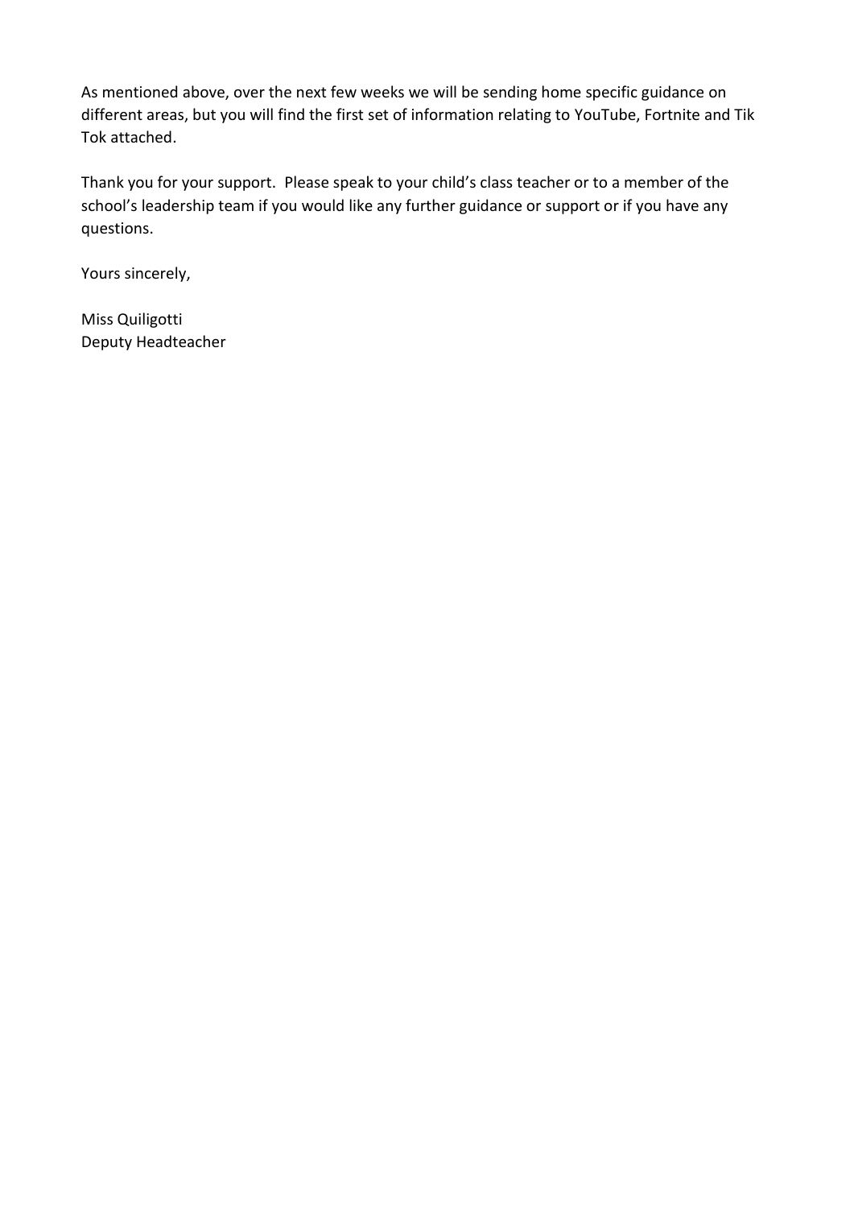As mentioned above, over the next few weeks we will be sending home specific guidance on different areas, but you will find the first set of information relating to YouTube, Fortnite and Tik Tok attached.

Thank you for your support. Please speak to your child's class teacher or to a member of the school's leadership team if you would like any further guidance or support or if you have any questions.

Yours sincerely,

Miss Quiligotti
Deputy Headteacher